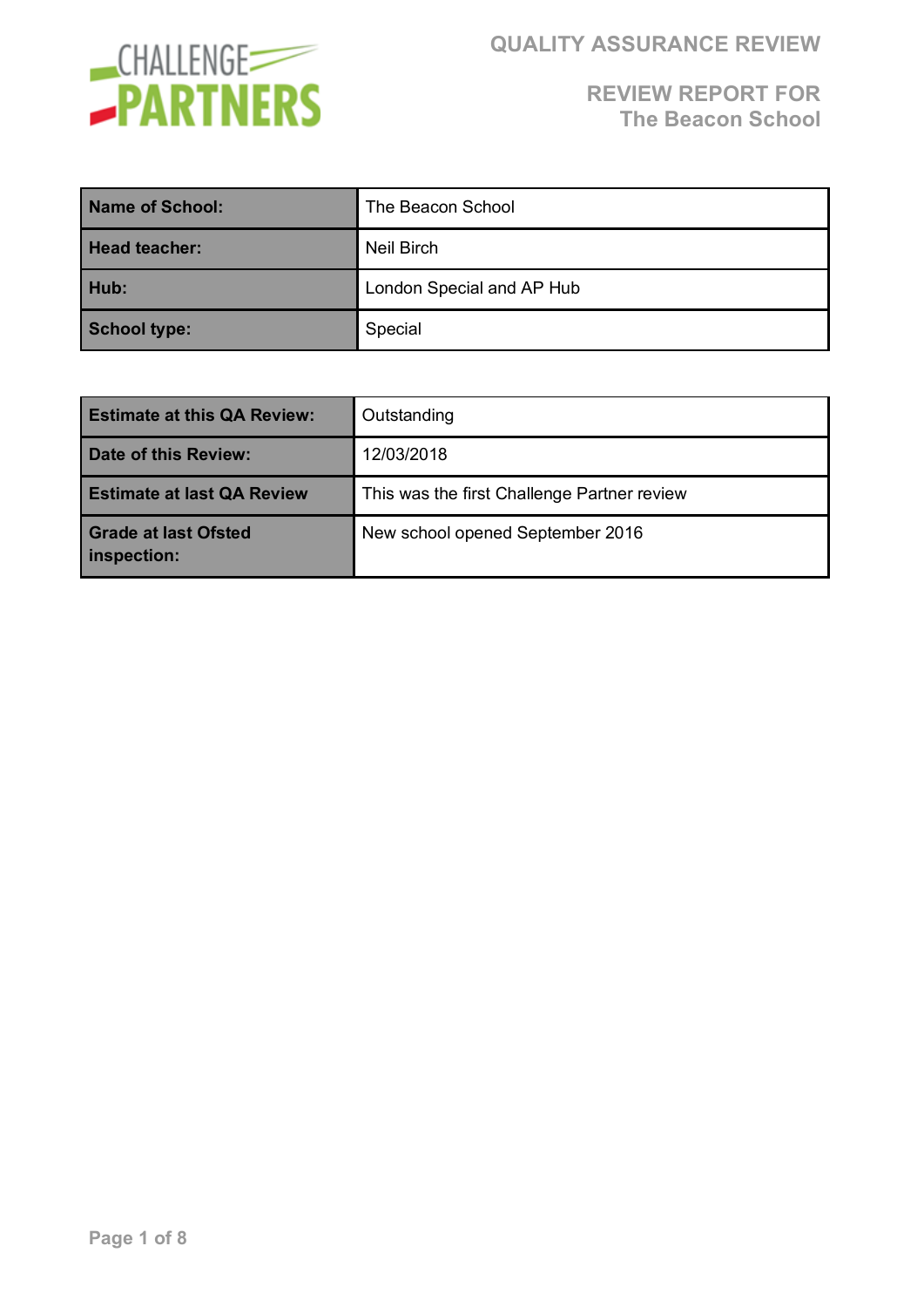# QUALITY ASSURANCE REVIEW

## REVIEW REPORT FOR The Beacon School

| Name of School: | The Beacon School |
|---|---|
| Head teacher: | Neil Birch |
| Hub: | London Special and AP Hub |
| School type: | Special |

| Estimate at this QA Review: | Outstanding |
|---|---|
| Date of this Review: | 12/03/2018 |
| Estimate at last QA Review | This was the first Challenge Partner review |
| Grade at last Ofsted inspection: | New school opened September 2016 |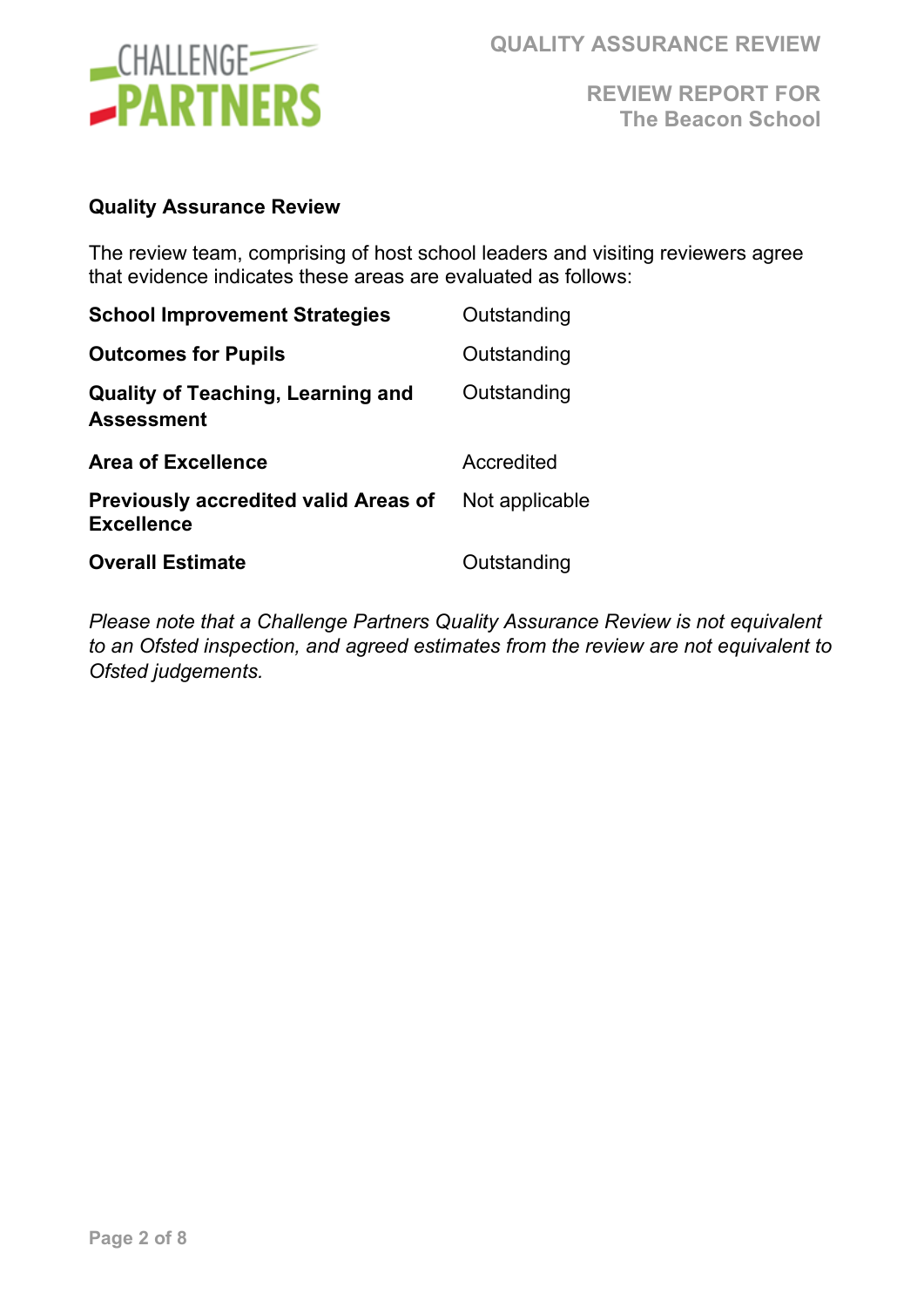## Quality Assurance Review

The review team, comprising of host school leaders and visiting reviewers agree that evidence indicates these areas are evaluated as follows:

| | |
|---|---|
| **School Improvement Strategies** | Outstanding |
| **Outcomes for Pupils** | Outstanding |
| **Quality of Teaching, Learning and Assessment** | Outstanding |
| **Area of Excellence** | Accredited |
| **Previously accredited valid Areas of Excellence** | Not applicable |
| **Overall Estimate** | Outstanding |

*Please note that a Challenge Partners Quality Assurance Review is not equivalent to an Ofsted inspection, and agreed estimates from the review are not equivalent to Ofsted judgements.*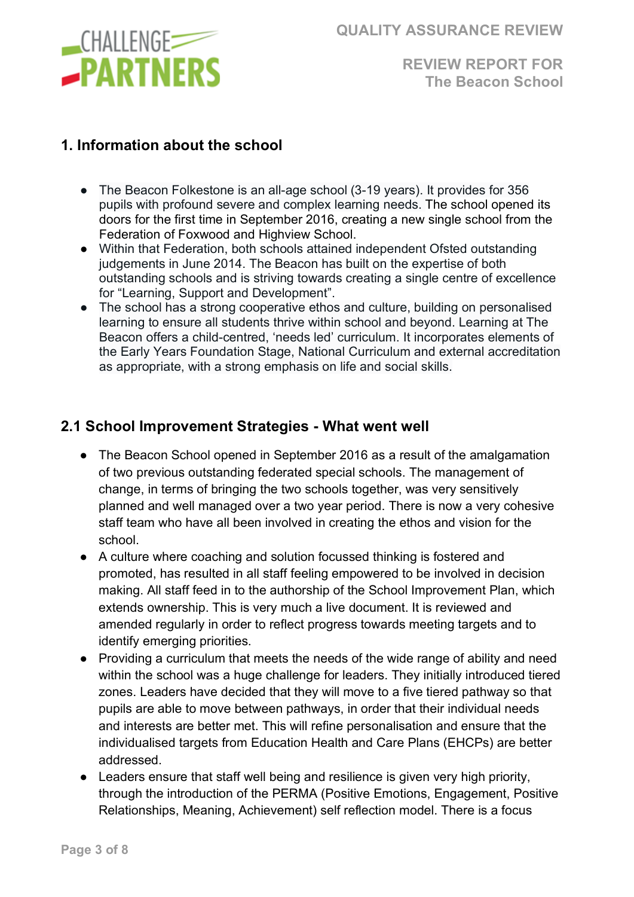## 1. Information about the school

- The Beacon Folkestone is an all-age school (3-19 years). It provides for 356 pupils with profound severe and complex learning needs. The school opened its doors for the first time in September 2016, creating a new single school from the Federation of Foxwood and Highview School.
- Within that Federation, both schools attained independent Ofsted outstanding judgements in June 2014. The Beacon has built on the expertise of both outstanding schools and is striving towards creating a single centre of excellence for "Learning, Support and Development".
- The school has a strong cooperative ethos and culture, building on personalised learning to ensure all students thrive within school and beyond. Learning at The Beacon offers a child-centred, 'needs led' curriculum. It incorporates elements of the Early Years Foundation Stage, National Curriculum and external accreditation as appropriate, with a strong emphasis on life and social skills.

## 2.1 School Improvement Strategies - What went well

- The Beacon School opened in September 2016 as a result of the amalgamation of two previous outstanding federated special schools. The management of change, in terms of bringing the two schools together, was very sensitively planned and well managed over a two year period. There is now a very cohesive staff team who have all been involved in creating the ethos and vision for the school.
- A culture where coaching and solution focussed thinking is fostered and promoted, has resulted in all staff feeling empowered to be involved in decision making. All staff feed in to the authorship of the School Improvement Plan, which extends ownership. This is very much a live document. It is reviewed and amended regularly in order to reflect progress towards meeting targets and to identify emerging priorities.
- Providing a curriculum that meets the needs of the wide range of ability and need within the school was a huge challenge for leaders. They initially introduced tiered zones. Leaders have decided that they will move to a five tiered pathway so that pupils are able to move between pathways, in order that their individual needs and interests are better met. This will refine personalisation and ensure that the individualised targets from Education Health and Care Plans (EHCPs) are better addressed.
- Leaders ensure that staff well being and resilience is given very high priority, through the introduction of the PERMA (Positive Emotions, Engagement, Positive Relationships, Meaning, Achievement) self reflection model. There is a focus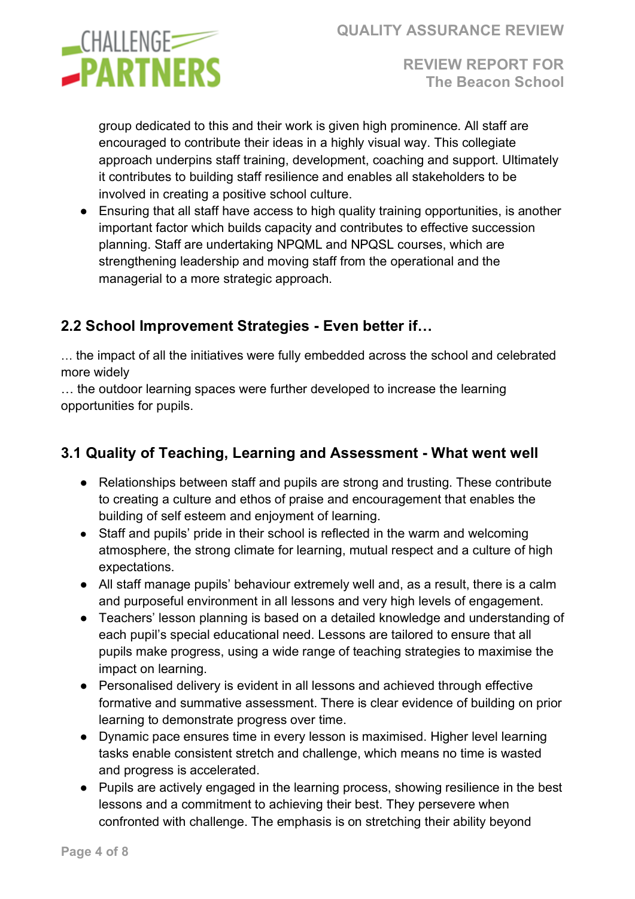group dedicated to this and their work is given high prominence. All staff are encouraged to contribute their ideas in a highly visual way. This collegiate approach underpins staff training, development, coaching and support. Ultimately it contributes to building staff resilience and enables all stakeholders to be involved in creating a positive school culture.

- Ensuring that all staff have access to high quality training opportunities, is another important factor which builds capacity and contributes to effective succession planning. Staff are undertaking NPQML and NPQSL courses, which are strengthening leadership and moving staff from the operational and the managerial to a more strategic approach.

## 2.2 School Improvement Strategies - Even better if…

… the impact of all the initiatives were fully embedded across the school and celebrated more widely

… the outdoor learning spaces were further developed to increase the learning opportunities for pupils.

## 3.1 Quality of Teaching, Learning and Assessment - What went well

- Relationships between staff and pupils are strong and trusting. These contribute to creating a culture and ethos of praise and encouragement that enables the building of self esteem and enjoyment of learning.
- Staff and pupils' pride in their school is reflected in the warm and welcoming atmosphere, the strong climate for learning, mutual respect and a culture of high expectations.
- All staff manage pupils' behaviour extremely well and, as a result, there is a calm and purposeful environment in all lessons and very high levels of engagement.
- Teachers' lesson planning is based on a detailed knowledge and understanding of each pupil's special educational need. Lessons are tailored to ensure that all pupils make progress, using a wide range of teaching strategies to maximise the impact on learning.
- Personalised delivery is evident in all lessons and achieved through effective formative and summative assessment. There is clear evidence of building on prior learning to demonstrate progress over time.
- Dynamic pace ensures time in every lesson is maximised. Higher level learning tasks enable consistent stretch and challenge, which means no time is wasted and progress is accelerated.
- Pupils are actively engaged in the learning process, showing resilience in the best lessons and a commitment to achieving their best. They persevere when confronted with challenge. The emphasis is on stretching their ability beyond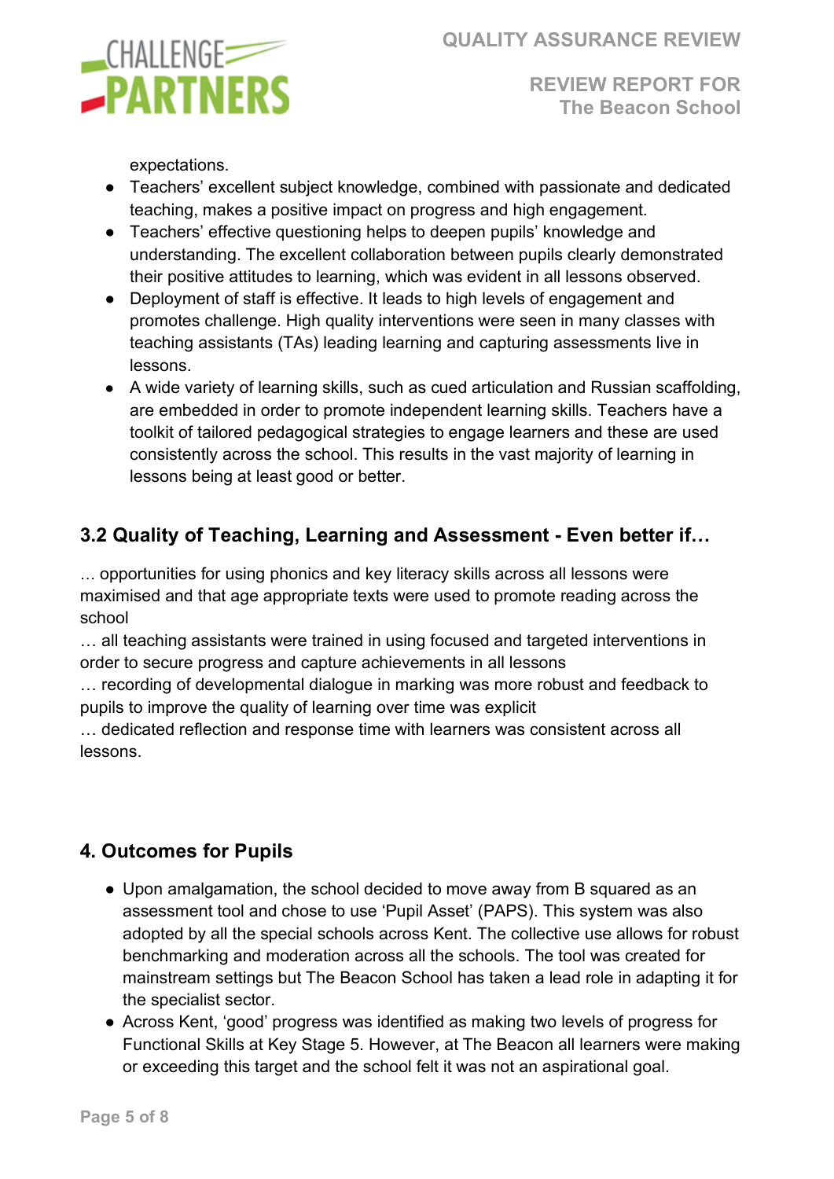expectations.

- Teachers' excellent subject knowledge, combined with passionate and dedicated teaching, makes a positive impact on progress and high engagement.
- Teachers' effective questioning helps to deepen pupils' knowledge and understanding. The excellent collaboration between pupils clearly demonstrated their positive attitudes to learning, which was evident in all lessons observed.
- Deployment of staff is effective. It leads to high levels of engagement and promotes challenge. High quality interventions were seen in many classes with teaching assistants (TAs) leading learning and capturing assessments live in lessons.
- A wide variety of learning skills, such as cued articulation and Russian scaffolding, are embedded in order to promote independent learning skills. Teachers have a toolkit of tailored pedagogical strategies to engage learners and these are used consistently across the school. This results in the vast majority of learning in lessons being at least good or better.

## 3.2 Quality of Teaching, Learning and Assessment - Even better if…

… opportunities for using phonics and key literacy skills across all lessons were maximised and that age appropriate texts were used to promote reading across the school

… all teaching assistants were trained in using focused and targeted interventions in order to secure progress and capture achievements in all lessons

… recording of developmental dialogue in marking was more robust and feedback to pupils to improve the quality of learning over time was explicit

… dedicated reflection and response time with learners was consistent across all lessons.

## 4. Outcomes for Pupils

- Upon amalgamation, the school decided to move away from B squared as an assessment tool and chose to use 'Pupil Asset' (PAPS). This system was also adopted by all the special schools across Kent. The collective use allows for robust benchmarking and moderation across all the schools. The tool was created for mainstream settings but The Beacon School has taken a lead role in adapting it for the specialist sector.
- Across Kent, 'good' progress was identified as making two levels of progress for Functional Skills at Key Stage 5. However, at The Beacon all learners were making or exceeding this target and the school felt it was not an aspirational goal.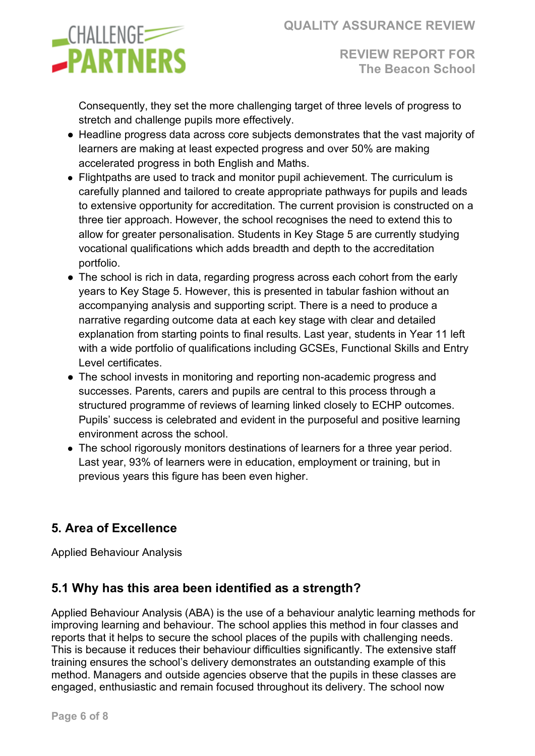Consequently, they set the more challenging target of three levels of progress to stretch and challenge pupils more effectively.

- Headline progress data across core subjects demonstrates that the vast majority of learners are making at least expected progress and over 50% are making accelerated progress in both English and Maths.
- Flightpaths are used to track and monitor pupil achievement. The curriculum is carefully planned and tailored to create appropriate pathways for pupils and leads to extensive opportunity for accreditation. The current provision is constructed on a three tier approach. However, the school recognises the need to extend this to allow for greater personalisation. Students in Key Stage 5 are currently studying vocational qualifications which adds breadth and depth to the accreditation portfolio.
- The school is rich in data, regarding progress across each cohort from the early years to Key Stage 5. However, this is presented in tabular fashion without an accompanying analysis and supporting script. There is a need to produce a narrative regarding outcome data at each key stage with clear and detailed explanation from starting points to final results. Last year, students in Year 11 left with a wide portfolio of qualifications including GCSEs, Functional Skills and Entry Level certificates.
- The school invests in monitoring and reporting non-academic progress and successes. Parents, carers and pupils are central to this process through a structured programme of reviews of learning linked closely to ECHP outcomes. Pupils' success is celebrated and evident in the purposeful and positive learning environment across the school.
- The school rigorously monitors destinations of learners for a three year period. Last year, 93% of learners were in education, employment or training, but in previous years this figure has been even higher.

## 5. Area of Excellence

Applied Behaviour Analysis

## 5.1 Why has this area been identified as a strength?

Applied Behaviour Analysis (ABA) is the use of a behaviour analytic learning methods for improving learning and behaviour. The school applies this method in four classes and reports that it helps to secure the school places of the pupils with challenging needs. This is because it reduces their behaviour difficulties significantly. The extensive staff training ensures the school's delivery demonstrates an outstanding example of this method. Managers and outside agencies observe that the pupils in these classes are engaged, enthusiastic and remain focused throughout its delivery. The school now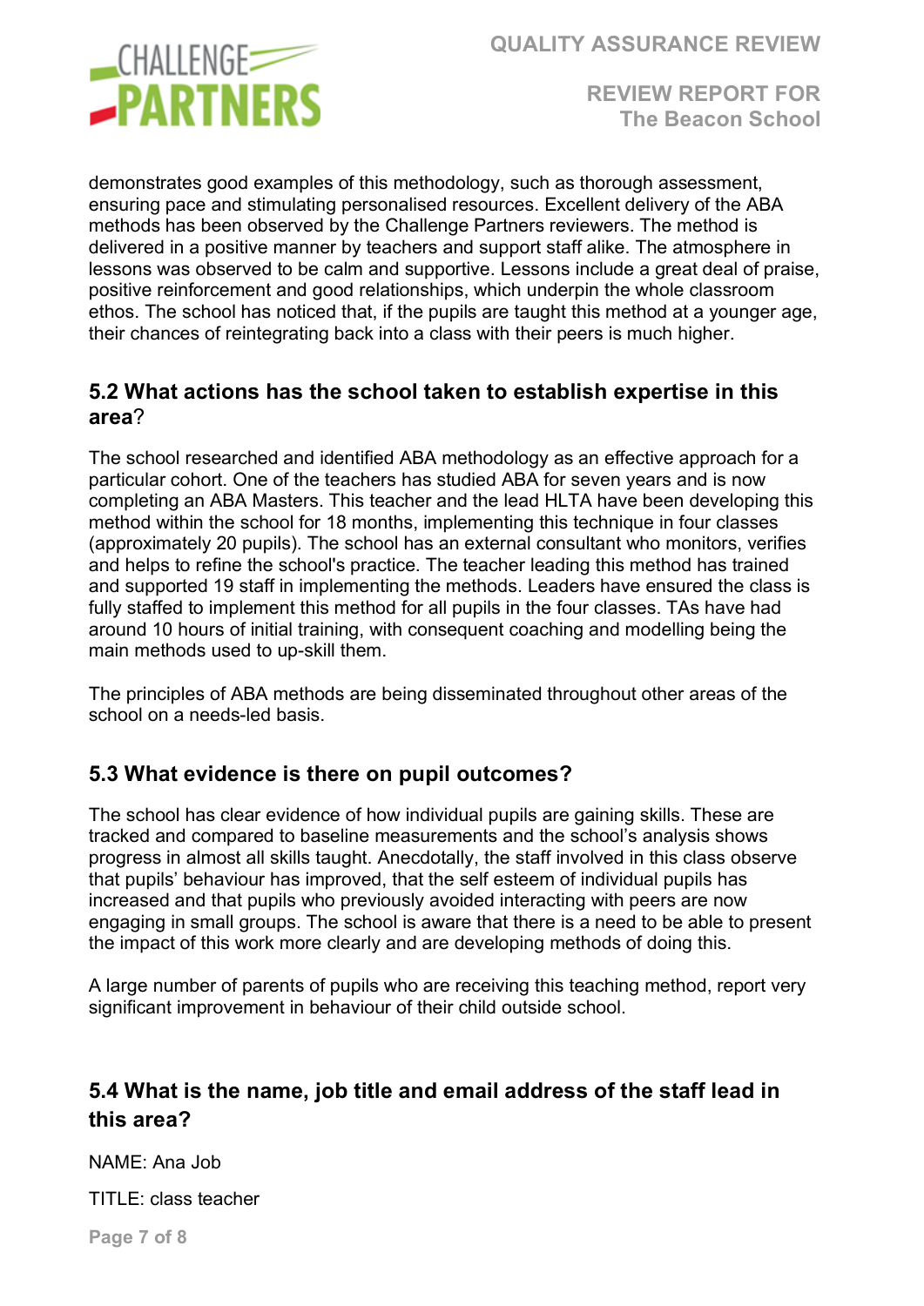demonstrates good examples of this methodology, such as thorough assessment, ensuring pace and stimulating personalised resources. Excellent delivery of the ABA methods has been observed by the Challenge Partners reviewers. The method is delivered in a positive manner by teachers and support staff alike. The atmosphere in lessons was observed to be calm and supportive. Lessons include a great deal of praise, positive reinforcement and good relationships, which underpin the whole classroom ethos. The school has noticed that, if the pupils are taught this method at a younger age, their chances of reintegrating back into a class with their peers is much higher.

### 5.2 What actions has the school taken to establish expertise in this area?

The school researched and identified ABA methodology as an effective approach for a particular cohort. One of the teachers has studied ABA for seven years and is now completing an ABA Masters. This teacher and the lead HLTA have been developing this method within the school for 18 months, implementing this technique in four classes (approximately 20 pupils). The school has an external consultant who monitors, verifies and helps to refine the school's practice. The teacher leading this method has trained and supported 19 staff in implementing the methods. Leaders have ensured the class is fully staffed to implement this method for all pupils in the four classes. TAs have had around 10 hours of initial training, with consequent coaching and modelling being the main methods used to up-skill them.

The principles of ABA methods are being disseminated throughout other areas of the school on a needs-led basis.

### 5.3 What evidence is there on pupil outcomes?

The school has clear evidence of how individual pupils are gaining skills. These are tracked and compared to baseline measurements and the school's analysis shows progress in almost all skills taught. Anecdotally, the staff involved in this class observe that pupils' behaviour has improved, that the self esteem of individual pupils has increased and that pupils who previously avoided interacting with peers are now engaging in small groups. The school is aware that there is a need to be able to present the impact of this work more clearly and are developing methods of doing this.

A large number of parents of pupils who are receiving this teaching method, report very significant improvement in behaviour of their child outside school.

### 5.4 What is the name, job title and email address of the staff lead in this area?

NAME: Ana Job

TITLE: class teacher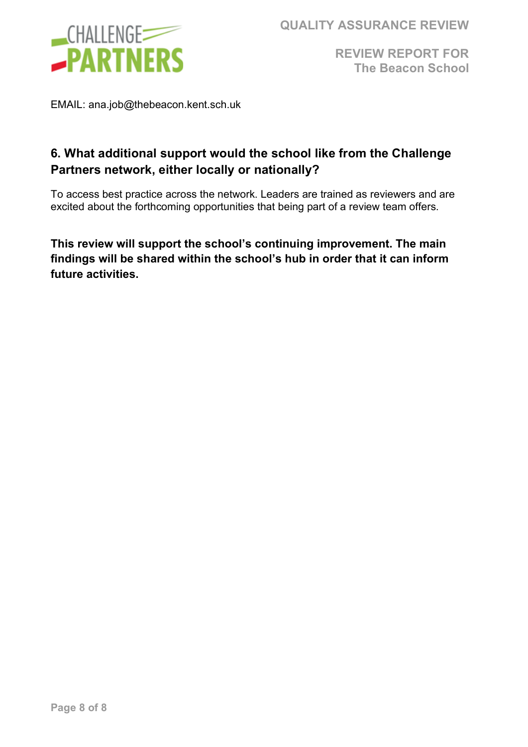EMAIL: ana.job@thebeacon.kent.sch.uk

## 6. What additional support would the school like from the Challenge Partners network, either locally or nationally?

To access best practice across the network. Leaders are trained as reviewers and are excited about the forthcoming opportunities that being part of a review team offers.

**This review will support the school's continuing improvement. The main findings will be shared within the school's hub in order that it can inform future activities.**